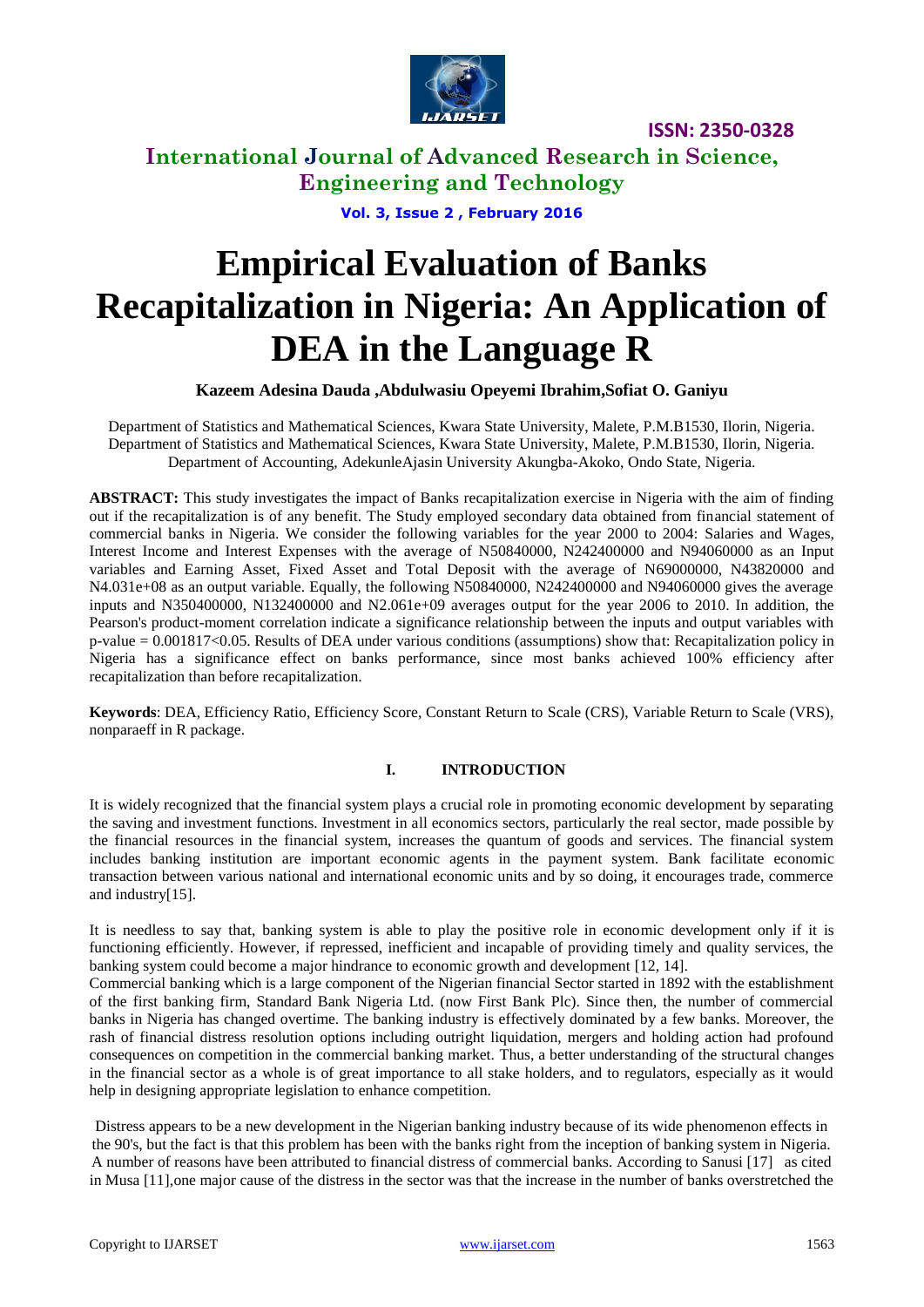# International Journal of Advanced Research in Science, Engineering and Technology

**ISSN: 2350-0328**

**Vol. 3, Issue 2 , February 2016**

# Empirical Evaluation of Banks Recapitalization in Nigeria: An Application of DEA in the Language R

**Kazeem Adesina Dauda ,Abdulwasiu Opeyemi Ibrahim,Sofiat O. Ganiyu**

Department of Statistics and Mathematical Sciences, Kwara State University, Malete, P.M.B1530, Ilorin, Nigeria.
Department of Statistics and Mathematical Sciences, Kwara State University, Malete, P.M.B1530, Ilorin, Nigeria.
Department of Accounting, AdekunleAjasin University Akungba-Akoko, Ondo State, Nigeria.

**ABSTRACT:** This study investigates the impact of Banks recapitalization exercise in Nigeria with the aim of finding out if the recapitalization is of any benefit. The Study employed secondary data obtained from financial statement of commercial banks in Nigeria. We consider the following variables for the year 2000 to 2004: Salaries and Wages, Interest Income and Interest Expenses with the average of N50840000, N242400000 and N94060000 as an Input variables and Earning Asset, Fixed Asset and Total Deposit with the average of N69000000, N43820000 and N4.031e+08 as an output variable. Equally, the following N50840000, N242400000 and N94060000 gives the average inputs and N350400000, N132400000 and N2.061e+09 averages output for the year 2006 to 2010. In addition, the Pearson's product-moment correlation indicate a significance relationship between the inputs and output variables with p-value = 0.001817<0.05. Results of DEA under various conditions (assumptions) show that: Recapitalization policy in Nigeria has a significance effect on banks performance, since most banks achieved 100% efficiency after recapitalization than before recapitalization.

**Keywords**: DEA, Efficiency Ratio, Efficiency Score, Constant Return to Scale (CRS), Variable Return to Scale (VRS), nonparaeff in R package.

## I. INTRODUCTION

It is widely recognized that the financial system plays a crucial role in promoting economic development by separating the saving and investment functions. Investment in all economics sectors, particularly the real sector, made possible by the financial resources in the financial system, increases the quantum of goods and services. The financial system includes banking institution are important economic agents in the payment system. Bank facilitate economic transaction between various national and international economic units and by so doing, it encourages trade, commerce and industry[15].

It is needless to say that, banking system is able to play the positive role in economic development only if it is functioning efficiently. However, if repressed, inefficient and incapable of providing timely and quality services, the banking system could become a major hindrance to economic growth and development [12, 14].

Commercial banking which is a large component of the Nigerian financial Sector started in 1892 with the establishment of the first banking firm, Standard Bank Nigeria Ltd. (now First Bank Plc). Since then, the number of commercial banks in Nigeria has changed overtime. The banking industry is effectively dominated by a few banks. Moreover, the rash of financial distress resolution options including outright liquidation, mergers and holding action had profound consequences on competition in the commercial banking market. Thus, a better understanding of the structural changes in the financial sector as a whole is of great importance to all stake holders, and to regulators, especially as it would help in designing appropriate legislation to enhance competition.

Distress appears to be a new development in the Nigerian banking industry because of its wide phenomenon effects in the 90's, but the fact is that this problem has been with the banks right from the inception of banking system in Nigeria. A number of reasons have been attributed to financial distress of commercial banks. According to Sanusi [17] as cited in Musa [11],one major cause of the distress in the sector was that the increase in the number of banks overstretched the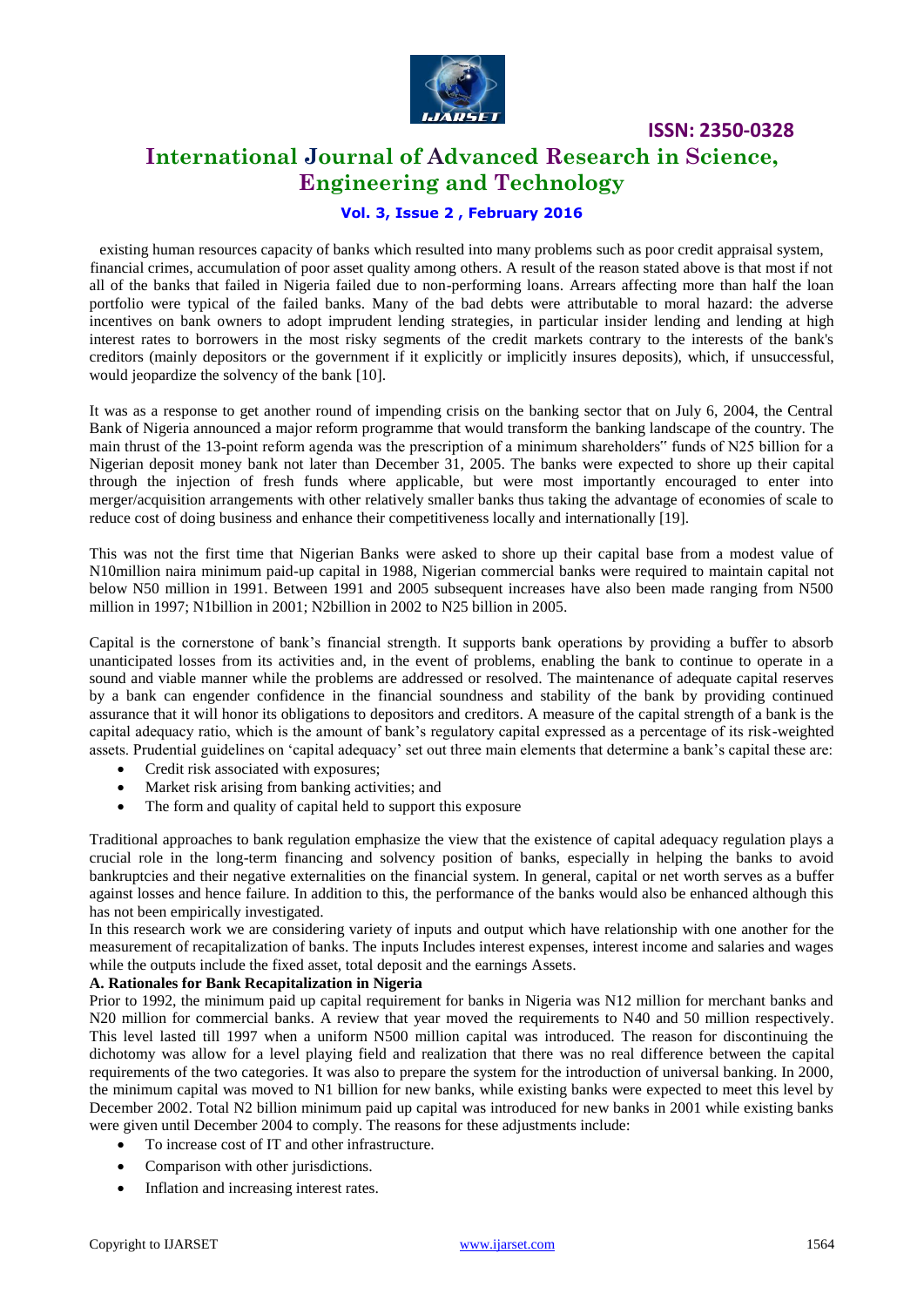existing human resources capacity of banks which resulted into many problems such as poor credit appraisal system, financial crimes, accumulation of poor asset quality among others. A result of the reason stated above is that most if not all of the banks that failed in Nigeria failed due to non-performing loans. Arrears affecting more than half the loan portfolio were typical of the failed banks. Many of the bad debts were attributable to moral hazard: the adverse incentives on bank owners to adopt imprudent lending strategies, in particular insider lending and lending at high interest rates to borrowers in the most risky segments of the credit markets contrary to the interests of the bank's creditors (mainly depositors or the government if it explicitly or implicitly insures deposits), which, if unsuccessful, would jeopardize the solvency of the bank [10].

It was as a response to get another round of impending crisis on the banking sector that on July 6, 2004, the Central Bank of Nigeria announced a major reform programme that would transform the banking landscape of the country. The main thrust of the 13-point reform agenda was the prescription of a minimum shareholders" funds of N25 billion for a Nigerian deposit money bank not later than December 31, 2005. The banks were expected to shore up their capital through the injection of fresh funds where applicable, but were most importantly encouraged to enter into merger/acquisition arrangements with other relatively smaller banks thus taking the advantage of economies of scale to reduce cost of doing business and enhance their competitiveness locally and internationally [19].

This was not the first time that Nigerian Banks were asked to shore up their capital base from a modest value of N10million naira minimum paid-up capital in 1988, Nigerian commercial banks were required to maintain capital not below N50 million in 1991. Between 1991 and 2005 subsequent increases have also been made ranging from N500 million in 1997; N1billion in 2001; N2billion in 2002 to N25 billion in 2005.

Capital is the cornerstone of bank's financial strength. It supports bank operations by providing a buffer to absorb unanticipated losses from its activities and, in the event of problems, enabling the bank to continue to operate in a sound and viable manner while the problems are addressed or resolved. The maintenance of adequate capital reserves by a bank can engender confidence in the financial soundness and stability of the bank by providing continued assurance that it will honor its obligations to depositors and creditors. A measure of the capital strength of a bank is the capital adequacy ratio, which is the amount of bank's regulatory capital expressed as a percentage of its risk-weighted assets. Prudential guidelines on 'capital adequacy' set out three main elements that determine a bank's capital these are:

- Credit risk associated with exposures;
- Market risk arising from banking activities; and
- The form and quality of capital held to support this exposure

Traditional approaches to bank regulation emphasize the view that the existence of capital adequacy regulation plays a crucial role in the long-term financing and solvency position of banks, especially in helping the banks to avoid bankruptcies and their negative externalities on the financial system. In general, capital or net worth serves as a buffer against losses and hence failure. In addition to this, the performance of the banks would also be enhanced although this has not been empirically investigated.

In this research work we are considering variety of inputs and output which have relationship with one another for the measurement of recapitalization of banks. The inputs Includes interest expenses, interest income and salaries and wages while the outputs include the fixed asset, total deposit and the earnings Assets.

### A. Rationales for Bank Recapitalization in Nigeria

Prior to 1992, the minimum paid up capital requirement for banks in Nigeria was N12 million for merchant banks and N20 million for commercial banks. A review that year moved the requirements to N40 and 50 million respectively. This level lasted till 1997 when a uniform N500 million capital was introduced. The reason for discontinuing the dichotomy was allow for a level playing field and realization that there was no real difference between the capital requirements of the two categories. It was also to prepare the system for the introduction of universal banking. In 2000, the minimum capital was moved to N1 billion for new banks, while existing banks were expected to meet this level by December 2002. Total N2 billion minimum paid up capital was introduced for new banks in 2001 while existing banks were given until December 2004 to comply. The reasons for these adjustments include:

- To increase cost of IT and other infrastructure.
- Comparison with other jurisdictions.
- Inflation and increasing interest rates.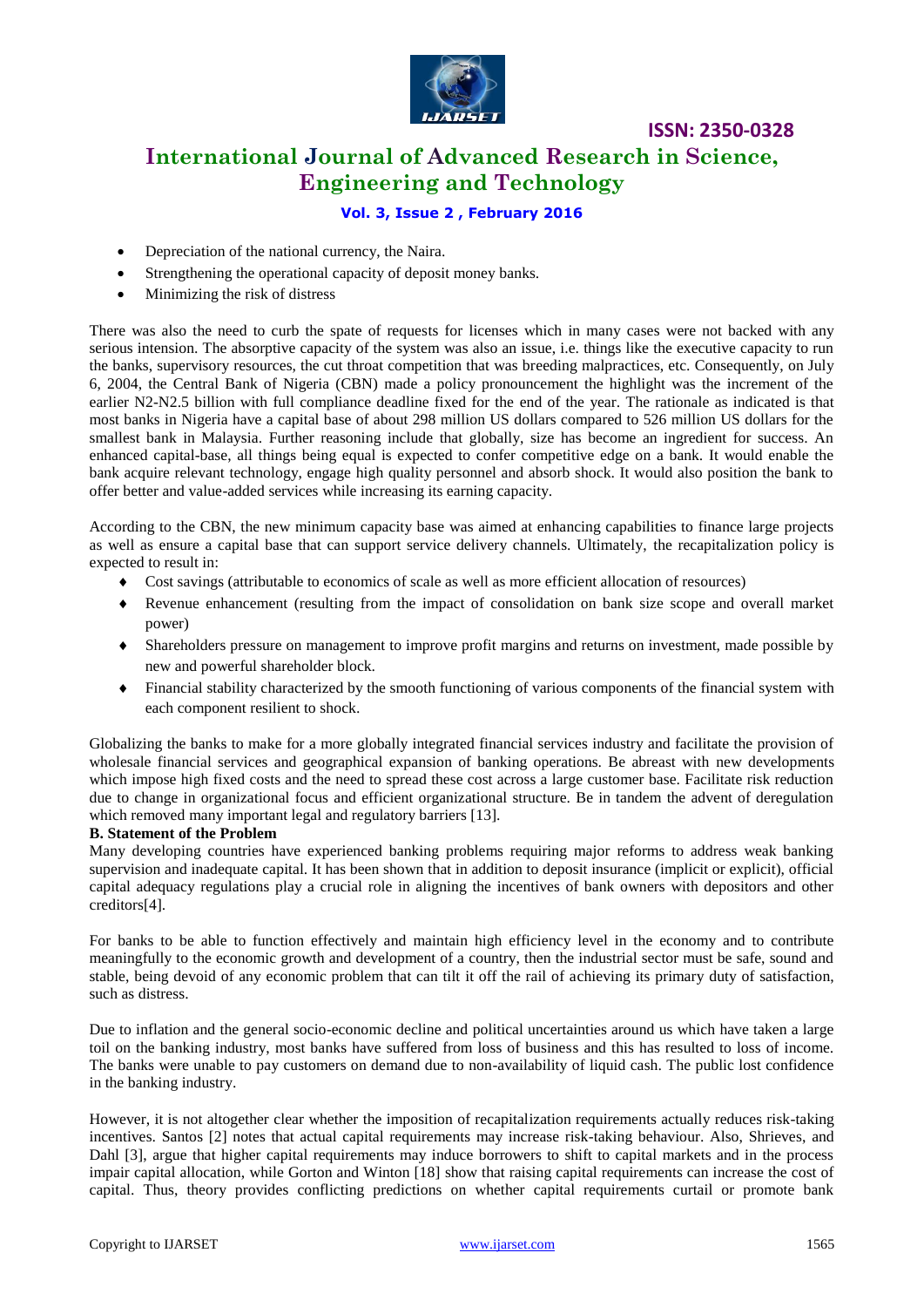- Depreciation of the national currency, the Naira.
- Strengthening the operational capacity of deposit money banks.
- Minimizing the risk of distress

There was also the need to curb the spate of requests for licenses which in many cases were not backed with any serious intension. The absorptive capacity of the system was also an issue, i.e. things like the executive capacity to run the banks, supervisory resources, the cut throat competition that was breeding malpractices, etc. Consequently, on July 6, 2004, the Central Bank of Nigeria (CBN) made a policy pronouncement the highlight was the increment of the earlier N2-N2.5 billion with full compliance deadline fixed for the end of the year. The rationale as indicated is that most banks in Nigeria have a capital base of about 298 million US dollars compared to 526 million US dollars for the smallest bank in Malaysia. Further reasoning include that globally, size has become an ingredient for success. An enhanced capital-base, all things being equal is expected to confer competitive edge on a bank. It would enable the bank acquire relevant technology, engage high quality personnel and absorb shock. It would also position the bank to offer better and value-added services while increasing its earning capacity.

According to the CBN, the new minimum capacity base was aimed at enhancing capabilities to finance large projects as well as ensure a capital base that can support service delivery channels. Ultimately, the recapitalization policy is expected to result in:

- Cost savings (attributable to economics of scale as well as more efficient allocation of resources)
- Revenue enhancement (resulting from the impact of consolidation on bank size scope and overall market power)
- Shareholders pressure on management to improve profit margins and returns on investment, made possible by new and powerful shareholder block.
- Financial stability characterized by the smooth functioning of various components of the financial system with each component resilient to shock.

Globalizing the banks to make for a more globally integrated financial services industry and facilitate the provision of wholesale financial services and geographical expansion of banking operations. Be abreast with new developments which impose high fixed costs and the need to spread these cost across a large customer base. Facilitate risk reduction due to change in organizational focus and efficient organizational structure. Be in tandem the advent of deregulation which removed many important legal and regulatory barriers [13].

**B. Statement of the Problem**

Many developing countries have experienced banking problems requiring major reforms to address weak banking supervision and inadequate capital. It has been shown that in addition to deposit insurance (implicit or explicit), official capital adequacy regulations play a crucial role in aligning the incentives of bank owners with depositors and other creditors[4].

For banks to be able to function effectively and maintain high efficiency level in the economy and to contribute meaningfully to the economic growth and development of a country, then the industrial sector must be safe, sound and stable, being devoid of any economic problem that can tilt it off the rail of achieving its primary duty of satisfaction, such as distress.

Due to inflation and the general socio-economic decline and political uncertainties around us which have taken a large toil on the banking industry, most banks have suffered from loss of business and this has resulted to loss of income. The banks were unable to pay customers on demand due to non-availability of liquid cash. The public lost confidence in the banking industry.

However, it is not altogether clear whether the imposition of recapitalization requirements actually reduces risk-taking incentives. Santos [2] notes that actual capital requirements may increase risk-taking behaviour. Also, Shrieves, and Dahl [3], argue that higher capital requirements may induce borrowers to shift to capital markets and in the process impair capital allocation, while Gorton and Winton [18] show that raising capital requirements can increase the cost of capital. Thus, theory provides conflicting predictions on whether capital requirements curtail or promote bank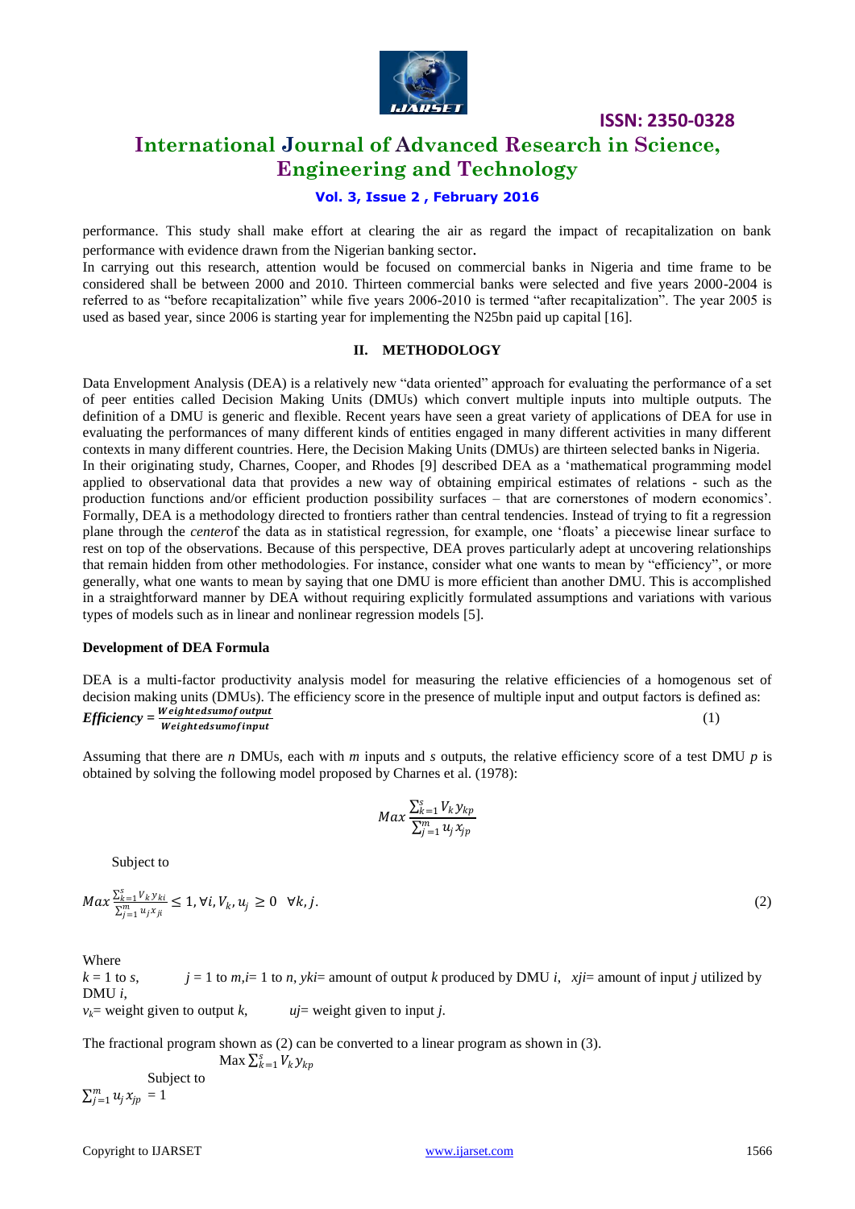performance. This study shall make effort at clearing the air as regard the impact of recapitalization on bank performance with evidence drawn from the Nigerian banking sector.

In carrying out this research, attention would be focused on commercial banks in Nigeria and time frame to be considered shall be between 2000 and 2010. Thirteen commercial banks were selected and five years 2000-2004 is referred to as "before recapitalization" while five years 2006-2010 is termed "after recapitalization". The year 2005 is used as based year, since 2006 is starting year for implementing the N25bn paid up capital [16].

## II. METHODOLOGY

Data Envelopment Analysis (DEA) is a relatively new "data oriented" approach for evaluating the performance of a set of peer entities called Decision Making Units (DMUs) which convert multiple inputs into multiple outputs. The definition of a DMU is generic and flexible. Recent years have seen a great variety of applications of DEA for use in evaluating the performances of many different kinds of entities engaged in many different activities in many different contexts in many different countries. Here, the Decision Making Units (DMUs) are thirteen selected banks in Nigeria.

In their originating study, Charnes, Cooper, and Rhodes [9] described DEA as a 'mathematical programming model applied to observational data that provides a new way of obtaining empirical estimates of relations - such as the production functions and/or efficient production possibility surfaces – that are cornerstones of modern economics'. Formally, DEA is a methodology directed to frontiers rather than central tendencies. Instead of trying to fit a regression plane through the *center*of the data as in statistical regression, for example, one 'floats' a piecewise linear surface to rest on top of the observations. Because of this perspective, DEA proves particularly adept at uncovering relationships that remain hidden from other methodologies. For instance, consider what one wants to mean by "efficiency", or more generally, what one wants to mean by saying that one DMU is more efficient than another DMU. This is accomplished in a straightforward manner by DEA without requiring explicitly formulated assumptions and variations with various types of models such as in linear and nonlinear regression models [5].

### Development of DEA Formula

DEA is a multi-factor productivity analysis model for measuring the relative efficiencies of a homogenous set of decision making units (DMUs). The efficiency score in the presence of multiple input and output factors is defined as:

$$\textbf{\textit{Efficiency}} = \frac{Weightedsumofoutput}{Weightedsumofinput} \qquad (1)$$

Assuming that there are *n* DMUs, each with *m* inputs and *s* outputs, the relative efficiency score of a test DMU *p* is obtained by solving the following model proposed by Charnes et al. (1978):

$$Max \frac{\sum_{k=1}^{s} V_k y_{kp}}{\sum_{j=1}^{m} u_j x_{jp}}$$

Subject to

$$Max \frac{\sum_{k=1}^{s} V_k y_{ki}}{\sum_{j=1}^{m} u_j x_{ji}} \leq 1, \forall i, V_k, u_j \geq 0 \quad \forall k, j. \qquad (2)$$

Where

$k$ = 1 to $s$, $j$ = 1 to $m$, $i$ = 1 to $n$, $yki$ = amount of output $k$ produced by DMU $i$, $xji$ = amount of input $j$ utilized by DMU $i$,

$v_k$ = weight given to output $k$, $uj$ = weight given to input $j$.

The fractional program shown as (2) can be converted to a linear program as shown in (3).

$$\text{Max} \sum_{k=1}^{s} V_k y_{kp}$$

Subject to

$$\sum_{j=1}^{m} u_j x_{jp} = 1$$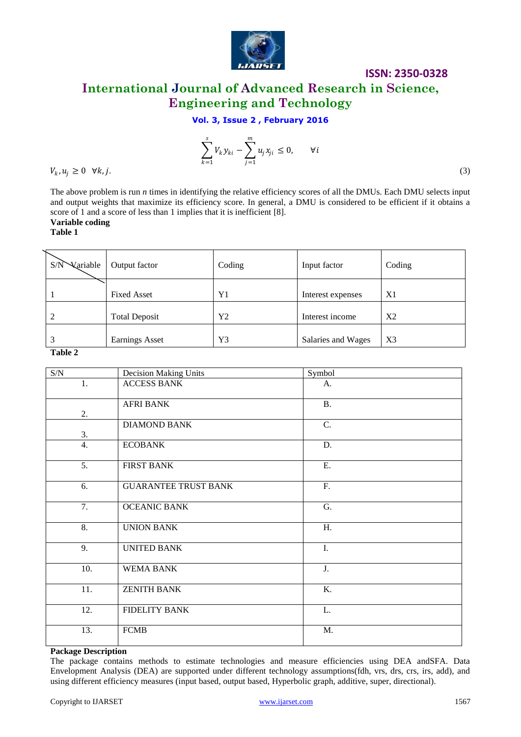$$\sum_{k=1}^{s} V_k y_{ki} - \sum_{j=1}^{m} u_j x_{ji} \leq 0, \qquad \forall i$$

$$V_k, u_j \geq 0 \quad \forall k, j. \tag{3}$$

The above problem is run *n* times in identifying the relative efficiency scores of all the DMUs. Each DMU selects input and output weights that maximize its efficiency score. In general, a DMU is considered to be efficient if it obtains a score of 1 and a score of less than 1 implies that it is inefficient [8].

**Variable coding**

**Table 1**

| S/N \ Variable | Output factor | Coding | Input factor | Coding |
|---|---|---|---|---|
| 1 | Fixed Asset | Y1 | Interest expenses | X1 |
| 2 | Total Deposit | Y2 | Interest income | X2 |
| 3 | Earnings Asset | Y3 | Salaries and Wages | X3 |

**Table 2**

| S/N | Decision Making Units | Symbol |
|---|---|---|
| 1. | ACCESS BANK | A. |
| 2. | AFRI BANK | B. |
| 3. | DIAMOND BANK | C. |
| 4. | ECOBANK | D. |
| 5. | FIRST BANK | E. |
| 6. | GUARANTEE TRUST BANK | F. |
| 7. | OCEANIC BANK | G. |
| 8. | UNION BANK | H. |
| 9. | UNITED BANK | I. |
| 10. | WEMA BANK | J. |
| 11. | ZENITH BANK | K. |
| 12. | FIDELITY BANK | L. |
| 13. | FCMB | M. |

**Package Description**

The package contains methods to estimate technologies and measure efficiencies using DEA andSFA. Data Envelopment Analysis (DEA) are supported under different technology assumptions(fdh, vrs, drs, crs, irs, add), and using different efficiency measures (input based, output based, Hyperbolic graph, additive, super, directional).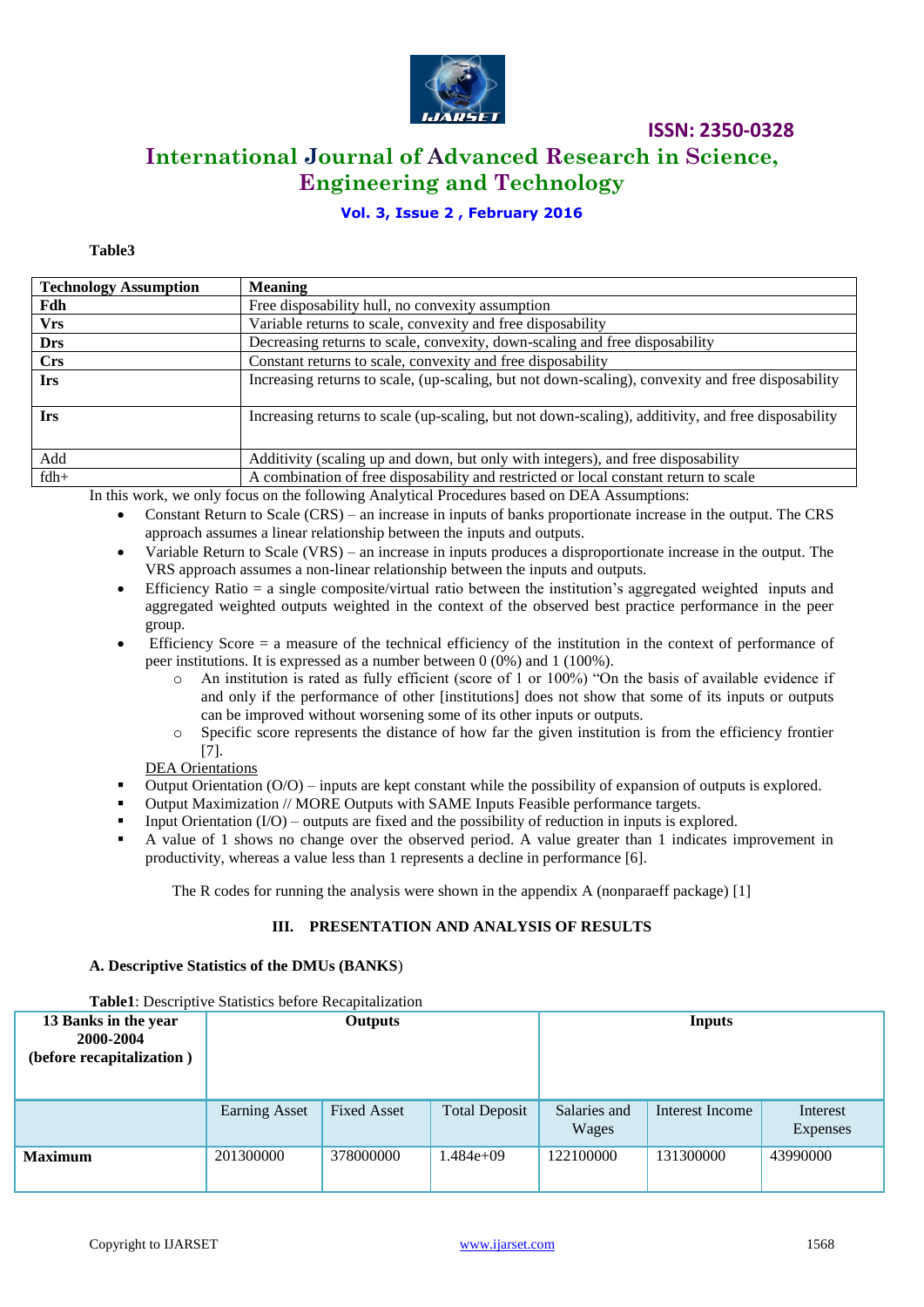**Table3**

| Technology Assumption | Meaning |
|---|---|
| **Fdh** | Free disposability hull, no convexity assumption |
| **Vrs** | Variable returns to scale, convexity and free disposability |
| **Drs** | Decreasing returns to scale, convexity, down-scaling and free disposability |
| **Crs** | Constant returns to scale, convexity and free disposability |
| **Irs** | Increasing returns to scale, (up-scaling, but not down-scaling), convexity and free disposability |
| **Irs** | Increasing returns to scale (up-scaling, but not down-scaling), additivity, and free disposability |
| Add | Additivity (scaling up and down, but only with integers), and free disposability |
| fdh+ | A combination of free disposability and restricted or local constant return to scale |

In this work, we only focus on the following Analytical Procedures based on DEA Assumptions:

- Constant Return to Scale (CRS) – an increase in inputs of banks proportionate increase in the output. The CRS approach assumes a linear relationship between the inputs and outputs.
- Variable Return to Scale (VRS) – an increase in inputs produces a disproportionate increase in the output. The VRS approach assumes a non-linear relationship between the inputs and outputs.
- Efficiency Ratio = a single composite/virtual ratio between the institution's aggregated weighted inputs and aggregated weighted outputs weighted in the context of the observed best practice performance in the peer group.
- Efficiency Score = a measure of the technical efficiency of the institution in the context of performance of peer institutions. It is expressed as a number between 0 (0%) and 1 (100%).
  - An institution is rated as fully efficient (score of 1 or 100%) "On the basis of available evidence if and only if the performance of other [institutions] does not show that some of its inputs or outputs can be improved without worsening some of its other inputs or outputs.
  - Specific score represents the distance of how far the given institution is from the efficiency frontier [7].

DEA Orientations

- Output Orientation (O/O) – inputs are kept constant while the possibility of expansion of outputs is explored.
- Output Maximization // MORE Outputs with SAME Inputs Feasible performance targets.
- Input Orientation (I/O) – outputs are fixed and the possibility of reduction in inputs is explored.
- A value of 1 shows no change over the observed period. A value greater than 1 indicates improvement in productivity, whereas a value less than 1 represents a decline in performance [6].

The R codes for running the analysis were shown in the appendix A (nonparaeff package) [1]

## III. PRESENTATION AND ANALYSIS OF RESULTS

### A. Descriptive Statistics of the DMUs (BANKS)

**Table1**: Descriptive Statistics before Recapitalization

| 13 Banks in the year 2000-2004 (before recapitalization) | Outputs | | | Inputs | | |
|---|---|---|---|---|---|---|
| | Earning Asset | Fixed Asset | Total Deposit | Salaries and Wages | Interest Income | Interest Expenses |
| **Maximum** | 201300000 | 378000000 | 1.484e+09 | 122100000 | 131300000 | 43990000 |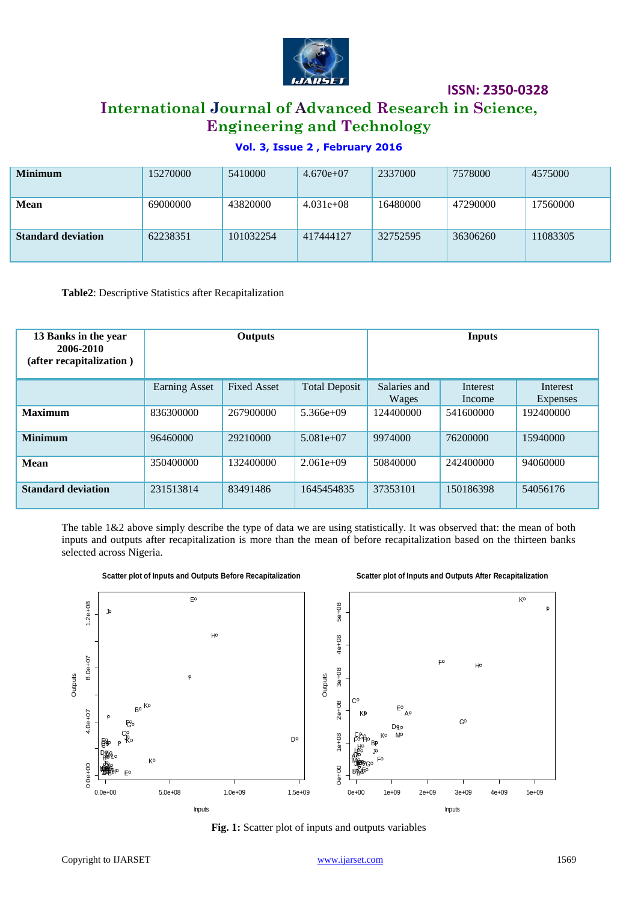| Minimum | 15270000 | 5410000 | 4.670e+07 | 2337000 | 7578000 | 4575000 |
|---|---|---|---|---|---|---|
| Mean | 69000000 | 43820000 | 4.031e+08 | 16480000 | 47290000 | 17560000 |
| Standard deviation | 62238351 | 101032254 | 417444127 | 32752595 | 36306260 | 11083305 |

**Table2**: Descriptive Statistics after Recapitalization

| 13 Banks in the year 2006-2010 (after recapitalization ) | Outputs | | | Inputs | | |
|---|---|---|---|---|---|---|
| | Earning Asset | Fixed Asset | Total Deposit | Salaries and Wages | Interest Income | Interest Expenses |
| **Maximum** | 836300000 | 267900000 | 5.366e+09 | 124400000 | 541600000 | 192400000 |
| **Minimum** | 96460000 | 29210000 | 5.081e+07 | 9974000 | 76200000 | 15940000 |
| **Mean** | 350400000 | 132400000 | 2.061e+09 | 50840000 | 242400000 | 94060000 |
| **Standard deviation** | 231513814 | 83491486 | 1645454835 | 37353101 | 150186398 | 54056176 |

The table 1&2 above simply describe the type of data we are using statistically. It was observed that: the mean of both inputs and outputs after recapitalization is more than the mean of before recapitalization based on the thirteen banks selected across Nigeria.

**Fig. 1:** Scatter plot of inputs and outputs variables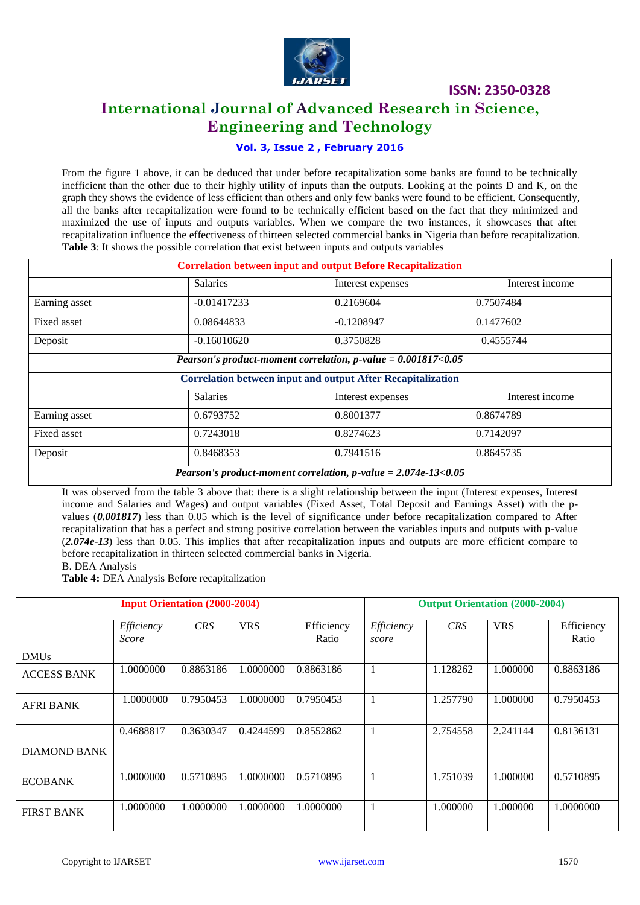From the figure 1 above, it can be deduced that under before recapitalization some banks are found to be technically inefficient than the other due to their highly utility of inputs than the outputs. Looking at the points D and K, on the graph they shows the evidence of less efficient than others and only few banks were found to be efficient. Consequently, all the banks after recapitalization were found to be technically efficient based on the fact that they minimized and maximized the use of inputs and outputs variables. When we compare the two instances, it showcases that after recapitalization influence the effectiveness of thirteen selected commercial banks in Nigeria than before recapitalization.

**Table 3**: It shows the possible correlation that exist between inputs and outputs variables

| **Correlation between input and output Before Recapitalization** | | | |
|---|---|---|---|
| | Salaries | Interest expenses | Interest income |
| Earning asset | -0.01417233 | 0.2169604 | 0.7507484 |
| Fixed asset | 0.08644833 | -0.1208947 | 0.1477602 |
| Deposit | -0.16010620 | 0.3750828 | 0.4555744 |
| ***Pearson's product-moment correlation, p-value = 0.001817<0.05*** | | | |
| **Correlation between input and output After Recapitalization** | | | |
| | Salaries | Interest expenses | Interest income |
| Earning asset | 0.6793752 | 0.8001377 | 0.8674789 |
| Fixed asset | 0.7243018 | 0.8274623 | 0.7142097 |
| Deposit | 0.8468353 | 0.7941516 | 0.8645735 |
| ***Pearson's product-moment correlation, p-value = 2.074e-13<0.05*** | | | |

It was observed from the table 3 above that: there is a slight relationship between the input (Interest expenses, Interest income and Salaries and Wages) and output variables (Fixed Asset, Total Deposit and Earnings Asset) with the p-values (***0.001817***) less than 0.05 which is the level of significance under before recapitalization compared to After recapitalization that has a perfect and strong positive correlation between the variables inputs and outputs with p-value (***2.074e-13***) less than 0.05. This implies that after recapitalization inputs and outputs are more efficient compare to before recapitalization in thirteen selected commercial banks in Nigeria.

B. DEA Analysis

**Table 4:** DEA Analysis Before recapitalization

| | **Input Orientation (2000-2004)** | | | | **Output Orientation (2000-2004)** | | | |
|---|---|---|---|---|---|---|---|---|
| DMUs | *Efficiency Score* | *CRS* | VRS | Efficiency Ratio | *Efficiency score* | *CRS* | VRS | Efficiency Ratio |
| ACCESS BANK | 1.0000000 | 0.8863186 | 1.0000000 | 0.8863186 | 1 | 1.128262 | 1.000000 | 0.8863186 |
| AFRI BANK | 1.0000000 | 0.7950453 | 1.0000000 | 0.7950453 | 1 | 1.257790 | 1.000000 | 0.7950453 |
| DIAMOND BANK | 0.4688817 | 0.3630347 | 0.4244599 | 0.8552862 | 1 | 2.754558 | 2.241144 | 0.8136131 |
| ECOBANK | 1.0000000 | 0.5710895 | 1.0000000 | 0.5710895 | 1 | 1.751039 | 1.000000 | 0.5710895 |
| FIRST BANK | 1.0000000 | 1.0000000 | 1.0000000 | 1.0000000 | 1 | 1.000000 | 1.000000 | 1.0000000 |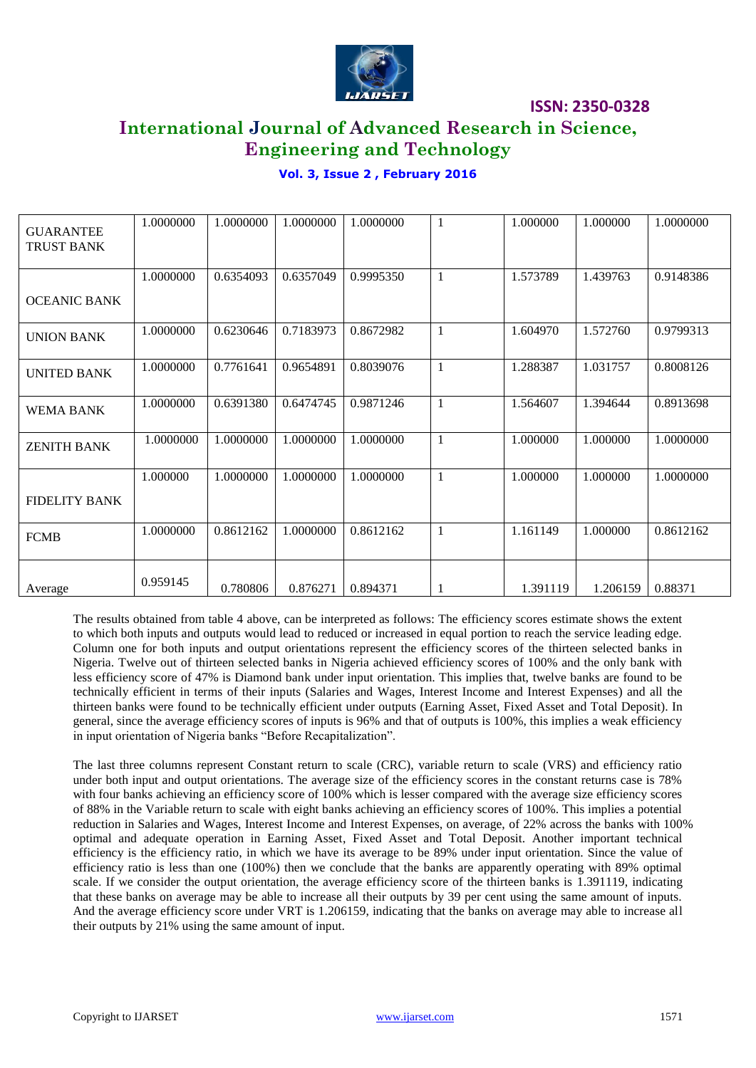| | | | | | | | | |
|---|---|---|---|---|---|---|---|---|
| GUARANTEE TRUST BANK | 1.0000000 | 1.0000000 | 1.0000000 | 1.0000000 | 1 | 1.000000 | 1.000000 | 1.0000000 |
| OCEANIC BANK | 1.0000000 | 0.6354093 | 0.6357049 | 0.9995350 | 1 | 1.573789 | 1.439763 | 0.9148386 |
| UNION BANK | 1.0000000 | 0.6230646 | 0.7183973 | 0.8672982 | 1 | 1.604970 | 1.572760 | 0.9799313 |
| UNITED BANK | 1.0000000 | 0.7761641 | 0.9654891 | 0.8039076 | 1 | 1.288387 | 1.031757 | 0.8008126 |
| WEMA BANK | 1.0000000 | 0.6391380 | 0.6474745 | 0.9871246 | 1 | 1.564607 | 1.394644 | 0.8913698 |
| ZENITH BANK | 1.0000000 | 1.0000000 | 1.0000000 | 1.0000000 | 1 | 1.000000 | 1.000000 | 1.0000000 |
| FIDELITY BANK | 1.000000 | 1.0000000 | 1.0000000 | 1.0000000 | 1 | 1.000000 | 1.000000 | 1.0000000 |
| FCMB | 1.0000000 | 0.8612162 | 1.0000000 | 0.8612162 | 1 | 1.161149 | 1.000000 | 0.8612162 |
| Average | 0.959145 | 0.780806 | 0.876271 | 0.894371 | 1 | 1.391119 | 1.206159 | 0.88371 |

The results obtained from table 4 above, can be interpreted as follows: The efficiency scores estimate shows the extent to which both inputs and outputs would lead to reduced or increased in equal portion to reach the service leading edge. Column one for both inputs and output orientations represent the efficiency scores of the thirteen selected banks in Nigeria. Twelve out of thirteen selected banks in Nigeria achieved efficiency scores of 100% and the only bank with less efficiency score of 47% is Diamond bank under input orientation. This implies that, twelve banks are found to be technically efficient in terms of their inputs (Salaries and Wages, Interest Income and Interest Expenses) and all the thirteen banks were found to be technically efficient under outputs (Earning Asset, Fixed Asset and Total Deposit). In general, since the average efficiency scores of inputs is 96% and that of outputs is 100%, this implies a weak efficiency in input orientation of Nigeria banks "Before Recapitalization".

The last three columns represent Constant return to scale (CRC), variable return to scale (VRS) and efficiency ratio under both input and output orientations. The average size of the efficiency scores in the constant returns case is 78% with four banks achieving an efficiency score of 100% which is lesser compared with the average size efficiency scores of 88% in the Variable return to scale with eight banks achieving an efficiency scores of 100%. This implies a potential reduction in Salaries and Wages, Interest Income and Interest Expenses, on average, of 22% across the banks with 100% optimal and adequate operation in Earning Asset, Fixed Asset and Total Deposit. Another important technical efficiency is the efficiency ratio, in which we have its average to be 89% under input orientation. Since the value of efficiency ratio is less than one (100%) then we conclude that the banks are apparently operating with 89% optimal scale. If we consider the output orientation, the average efficiency score of the thirteen banks is 1.391119, indicating that these banks on average may be able to increase all their outputs by 39 per cent using the same amount of inputs. And the average efficiency score under VRT is 1.206159, indicating that the banks on average may able to increase all their outputs by 21% using the same amount of input.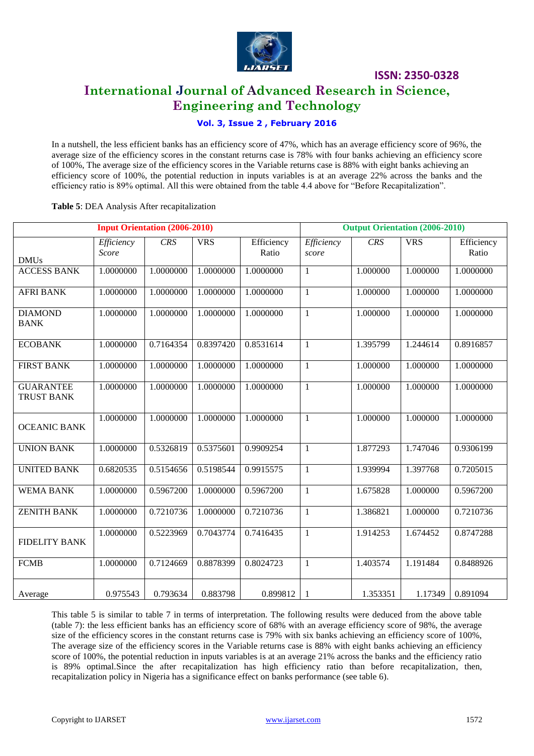In a nutshell, the less efficient banks has an efficiency score of 47%, which has an average efficiency score of 96%, the average size of the efficiency scores in the constant returns case is 78% with four banks achieving an efficiency score of 100%, The average size of the efficiency scores in the Variable returns case is 88% with eight banks achieving an efficiency score of 100%, the potential reduction in inputs variables is at an average 22% across the banks and the efficiency ratio is 89% optimal. All this were obtained from the table 4.4 above for "Before Recapitalization".

**Table 5**: DEA Analysis After recapitalization

| | Input Orientation (2006-2010) | | | | Output Orientation (2006-2010) | | | |
|---|---|---|---|---|---|---|---|---|
| DMUs | *Efficiency Score* | *CRS* | VRS | Efficiency Ratio | *Efficiency score* | *CRS* | VRS | Efficiency Ratio |
| ACCESS BANK | 1.0000000 | 1.0000000 | 1.0000000 | 1.0000000 | 1 | 1.000000 | 1.000000 | 1.0000000 |
| AFRI BANK | 1.0000000 | 1.0000000 | 1.0000000 | 1.0000000 | 1 | 1.000000 | 1.000000 | 1.0000000 |
| DIAMOND BANK | 1.0000000 | 1.0000000 | 1.0000000 | 1.0000000 | 1 | 1.000000 | 1.000000 | 1.0000000 |
| ECOBANK | 1.0000000 | 0.7164354 | 0.8397420 | 0.8531614 | 1 | 1.395799 | 1.244614 | 0.8916857 |
| FIRST BANK | 1.0000000 | 1.0000000 | 1.0000000 | 1.0000000 | 1 | 1.000000 | 1.000000 | 1.0000000 |
| GUARANTEE TRUST BANK | 1.0000000 | 1.0000000 | 1.0000000 | 1.0000000 | 1 | 1.000000 | 1.000000 | 1.0000000 |
| OCEANIC BANK | 1.0000000 | 1.0000000 | 1.0000000 | 1.0000000 | 1 | 1.000000 | 1.000000 | 1.0000000 |
| UNION BANK | 1.0000000 | 0.5326819 | 0.5375601 | 0.9909254 | 1 | 1.877293 | 1.747046 | 0.9306199 |
| UNITED BANK | 0.6820535 | 0.5154656 | 0.5198544 | 0.9915575 | 1 | 1.939994 | 1.397768 | 0.7205015 |
| WEMA BANK | 1.0000000 | 0.5967200 | 1.0000000 | 0.5967200 | 1 | 1.675828 | 1.000000 | 0.5967200 |
| ZENITH BANK | 1.0000000 | 0.7210736 | 1.0000000 | 0.7210736 | 1 | 1.386821 | 1.000000 | 0.7210736 |
| FIDELITY BANK | 1.0000000 | 0.5223969 | 0.7043774 | 0.7416435 | 1 | 1.914253 | 1.674452 | 0.8747288 |
| FCMB | 1.0000000 | 0.7124669 | 0.8878399 | 0.8024723 | 1 | 1.403574 | 1.191484 | 0.8488926 |
| Average | 0.975543 | 0.793634 | 0.883798 | 0.899812 | 1 | 1.353351 | 1.17349 | 0.891094 |

This table 5 is similar to table 7 in terms of interpretation. The following results were deduced from the above table (table 7): the less efficient banks has an efficiency score of 68% with an average efficiency score of 98%, the average size of the efficiency scores in the constant returns case is 79% with six banks achieving an efficiency score of 100%, The average size of the efficiency scores in the Variable returns case is 88% with eight banks achieving an efficiency score of 100%, the potential reduction in inputs variables is at an average 21% across the banks and the efficiency ratio is 89% optimal.Since the after recapitalization has high efficiency ratio than before recapitalization, then, recapitalization policy in Nigeria has a significance effect on banks performance (see table 6).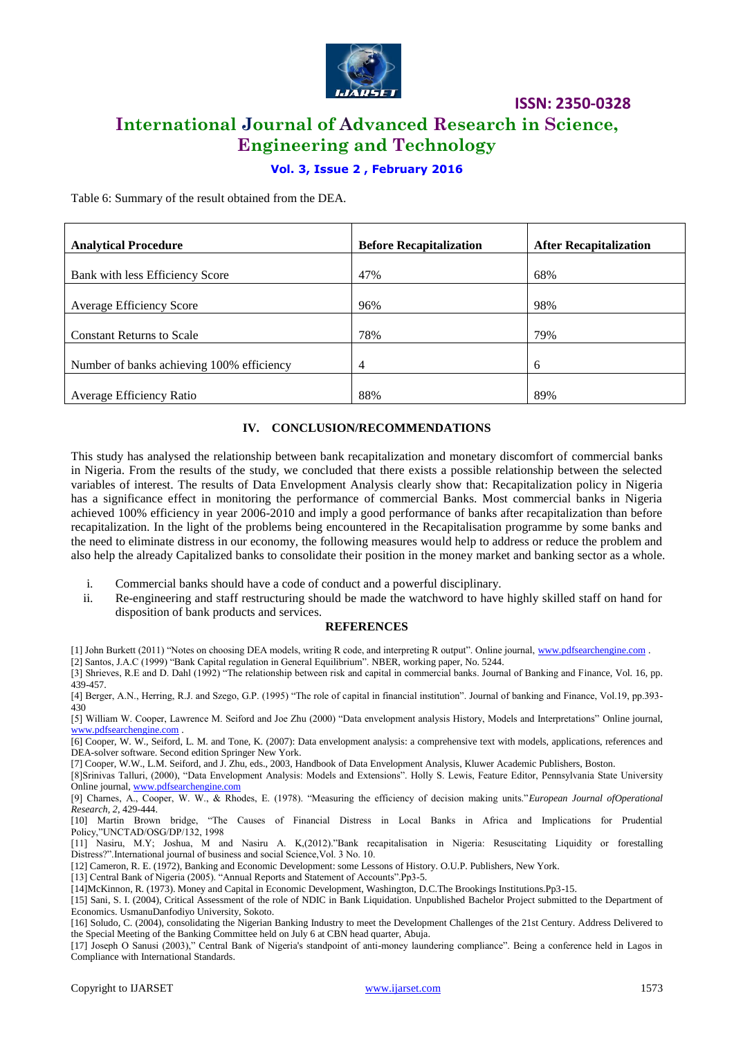Table 6: Summary of the result obtained from the DEA.

| Analytical Procedure | Before Recapitalization | After Recapitalization |
|---|---|---|
| Bank with less Efficiency Score | 47% | 68% |
| Average Efficiency Score | 96% | 98% |
| Constant Returns to Scale | 78% | 79% |
| Number of banks achieving 100% efficiency | 4 | 6 |
| Average Efficiency Ratio | 88% | 89% |

## IV. CONCLUSION/RECOMMENDATIONS

This study has analysed the relationship between bank recapitalization and monetary discomfort of commercial banks in Nigeria. From the results of the study, we concluded that there exists a possible relationship between the selected variables of interest. The results of Data Envelopment Analysis clearly show that: Recapitalization policy in Nigeria has a significance effect in monitoring the performance of commercial Banks. Most commercial banks in Nigeria achieved 100% efficiency in year 2006-2010 and imply a good performance of banks after recapitalization than before recapitalization. In the light of the problems being encountered in the Recapitalisation programme by some banks and the need to eliminate distress in our economy, the following measures would help to address or reduce the problem and also help the already Capitalized banks to consolidate their position in the money market and banking sector as a whole.

i. Commercial banks should have a code of conduct and a powerful disciplinary.
ii. Re-engineering and staff restructuring should be made the watchword to have highly skilled staff on hand for disposition of bank products and services.

### REFERENCES

[1] John Burkett (2011) "Notes on choosing DEA models, writing R code, and interpreting R output". Online journal, www.pdfsearchengine.com .

[2] Santos, J.A.C (1999) "Bank Capital regulation in General Equilibrium". NBER, working paper, No. 5244.

[3] Shrieves, R.E and D. Dahl (1992) "The relationship between risk and capital in commercial banks. Journal of Banking and Finance, Vol. 16, pp. 439-457.

[4] Berger, A.N., Herring, R.J. and Szego, G.P. (1995) "The role of capital in financial institution". Journal of banking and Finance, Vol.19, pp.393-430

[5] William W. Cooper, Lawrence M. Seiford and Joe Zhu (2000) "Data envelopment analysis History, Models and Interpretations" Online journal, www.pdfsearchengine.com .

[6] Cooper, W. W., Seiford, L. M. and Tone, K. (2007): Data envelopment analysis: a comprehensive text with models, applications, references and DEA-solver software. Second edition Springer New York.

[7] Cooper, W.W., L.M. Seiford, and J. Zhu, eds., 2003, Handbook of Data Envelopment Analysis, Kluwer Academic Publishers, Boston.

[8]Srinivas Talluri, (2000), "Data Envelopment Analysis: Models and Extensions". Holly S. Lewis, Feature Editor, Pennsylvania State University Online journal, www.pdfsearchengine.com

[9] Charnes, A., Cooper, W. W., & Rhodes, E. (1978). "Measuring the efficiency of decision making units."*European Journal ofOperational Research, 2*, 429-444.

[10] Martin Brown bridge, "The Causes of Financial Distress in Local Banks in Africa and Implications for Prudential Policy,"UNCTAD/OSG/DP/132, 1998

[11] Nasiru, M.Y; Joshua, M and Nasiru A. K,(2012)."Bank recapitalisation in Nigeria: Resuscitating Liquidity or forestalling Distress?".International journal of business and social Science,Vol. 3 No. 10.

[12] Cameron, R. E. (1972), Banking and Economic Development: some Lessons of History. O.U.P. Publishers, New York.

[13] Central Bank of Nigeria (2005). "Annual Reports and Statement of Accounts".Pp3-5.

[14]McKinnon, R. (1973). Money and Capital in Economic Development, Washington, D.C.The Brookings Institutions.Pp3-15.

[15] Sani, S. I. (2004), Critical Assessment of the role of NDIC in Bank Liquidation. Unpublished Bachelor Project submitted to the Department of Economics. UsmanuDanfodiyo University, Sokoto.

[16] Soludo, C. (2004), consolidating the Nigerian Banking Industry to meet the Development Challenges of the 21st Century. Address Delivered to the Special Meeting of the Banking Committee held on July 6 at CBN head quarter, Abuja.

[17] Joseph O Sanusi (2003)," Central Bank of Nigeria's standpoint of anti-money laundering compliance". Being a conference held in Lagos in Compliance with International Standards.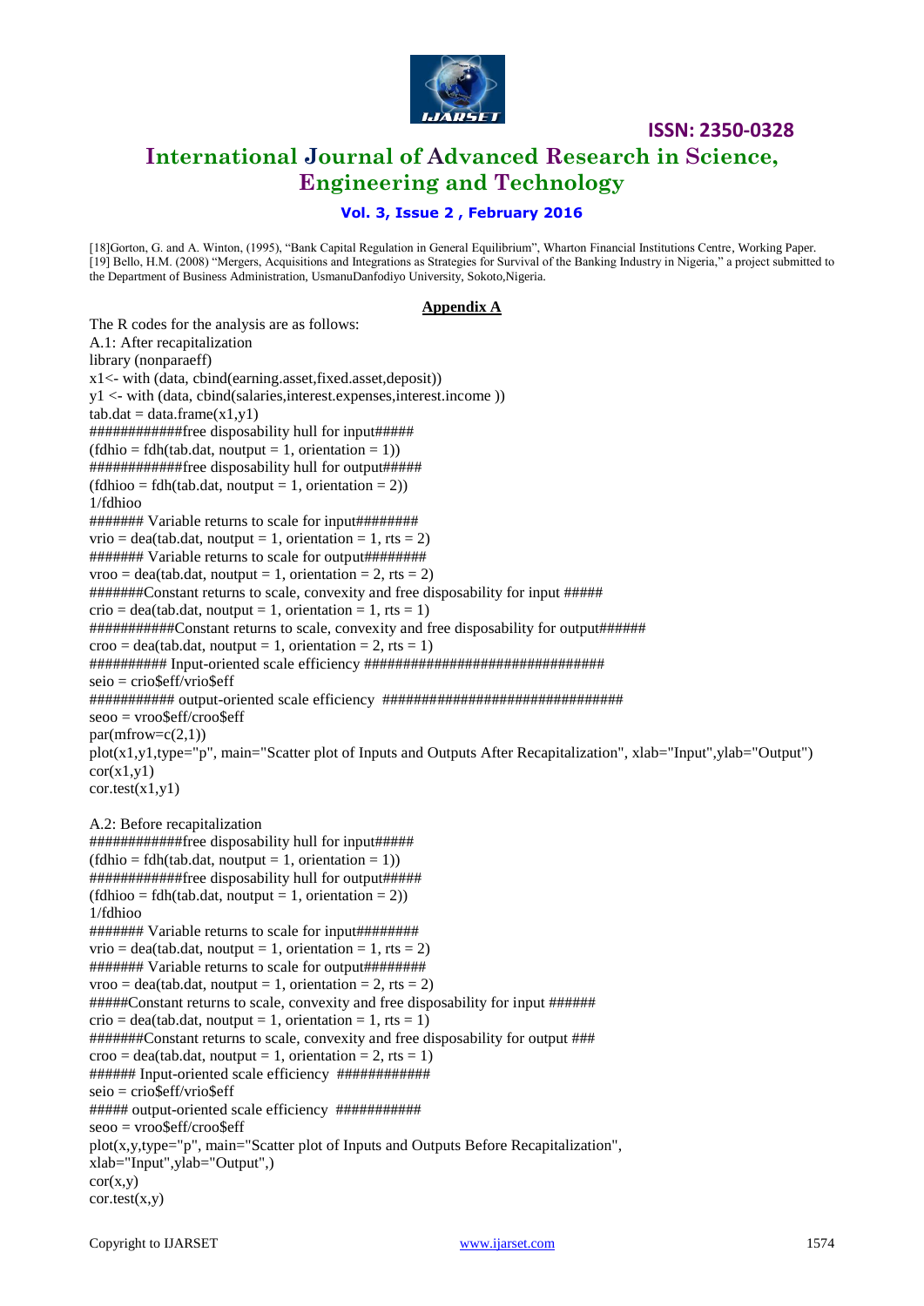[18]Gorton, G. and A. Winton, (1995), "Bank Capital Regulation in General Equilibrium", Wharton Financial Institutions Centre, Working Paper.
[19] Bello, H.M. (2008) "Mergers, Acquisitions and Integrations as Strategies for Survival of the Banking Industry in Nigeria," a project submitted to the Department of Business Administration, UsmanuDanfodiyo University, Sokoto,Nigeria.

## Appendix A

The R codes for the analysis are as follows:

A.1: After recapitalization

```
library (nonparaeff)
x1<- with (data, cbind(earning.asset,fixed.asset,deposit))
y1 <- with (data, cbind(salaries,interest.expenses,interest.income ))
tab.dat = data.frame(x1,y1)
############free disposability hull for input#####
(fdhio = fdh(tab.dat, noutput = 1, orientation = 1))
############free disposability hull for output#####
(fdhioo = fdh(tab.dat, noutput = 1, orientation = 2))
1/fdhioo
####### Variable returns to scale for input########
vrio = dea(tab.dat, noutput = 1, orientation = 1, rts = 2)
####### Variable returns to scale for output########
vroo = dea(tab.dat, noutput = 1, orientation = 2, rts = 2)
#######Constant returns to scale, convexity and free disposability for input #####
crio = dea(tab.dat, noutput = 1, orientation = 1, rts = 1)
###########Constant returns to scale, convexity and free disposability for output######
croo = dea(tab.dat, noutput = 1, orientation = 2, rts = 1)
########## Input-oriented scale efficiency ###############################
seio = crio$eff/vrio$eff
########### output-oriented scale efficiency ###############################
seoo = vroo$eff/croo$eff
par(mfrow=c(2,1))
plot(x1,y1,type="p", main="Scatter plot of Inputs and Outputs After Recapitalization", xlab="Input",ylab="Output")
cor(x1,y1)
cor.test(x1,y1)
```

A.2: Before recapitalization

```
############free disposability hull for input#####
(fdhio = fdh(tab.dat, noutput = 1, orientation = 1))
############free disposability hull for output#####
(fdhioo = fdh(tab.dat, noutput = 1, orientation = 2))
1/fdhioo
####### Variable returns to scale for input########
vrio = dea(tab.dat, noutput = 1, orientation = 1, rts = 2)
####### Variable returns to scale for output########
vroo = dea(tab.dat, noutput = 1, orientation = 2, rts = 2)
#####Constant returns to scale, convexity and free disposability for input ######
crio = dea(tab.dat, noutput = 1, orientation = 1, rts = 1)
#######Constant returns to scale, convexity and free disposability for output ###
croo = dea(tab.dat, noutput = 1, orientation = 2, rts = 1)
###### Input-oriented scale efficiency ############
seio = crio$eff/vrio$eff
##### output-oriented scale efficiency ###########
seoo = vroo$eff/croo$eff
plot(x,y,type="p", main="Scatter plot of Inputs and Outputs Before Recapitalization",
xlab="Input",ylab="Output",)
cor(x,y)
cor.test(x,y)
```